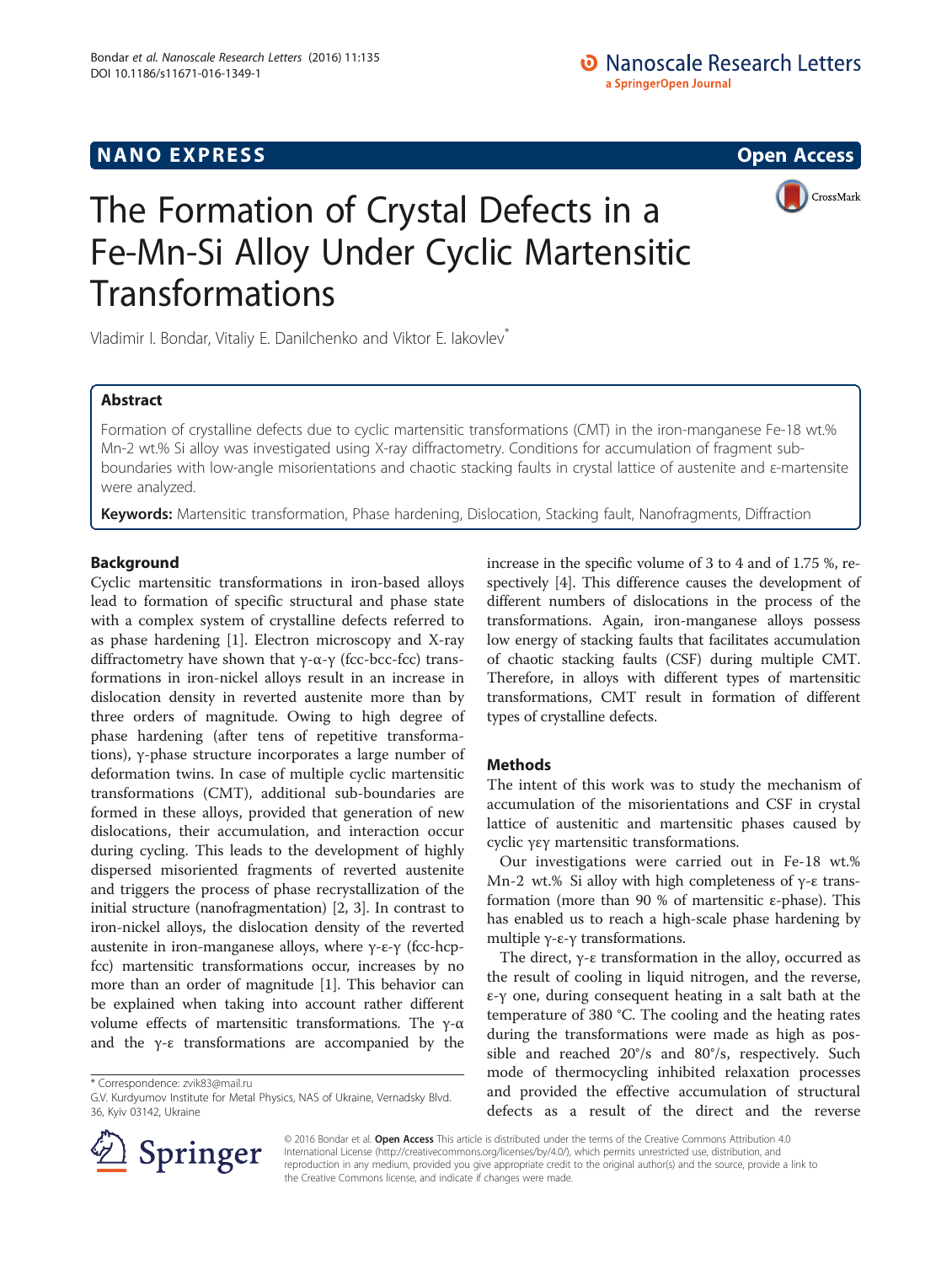NANO EXPRESS

Open Access

# The Formation of Crystal Defects in a Fe-Mn-Si Alloy Under Cyclic Martensitic Transformations

Vladimir I. Bondar, Vitaliy E. Danilchenko and Viktor E. Iakovlev*

## Abstract

Formation of crystalline defects due to cyclic martensitic transformations (CMT) in the iron-manganese Fe-18 wt.% Mn-2 wt.% Si alloy was investigated using X-ray diffractometry. Conditions for accumulation of fragment sub-boundaries with low-angle misorientations and chaotic stacking faults in crystal lattice of austenite and ε-martensite were analyzed.

**Keywords:** Martensitic transformation, Phase hardening, Dislocation, Stacking fault, Nanofragments, Diffraction

## Background

Cyclic martensitic transformations in iron-based alloys lead to formation of specific structural and phase state with a complex system of crystalline defects referred to as phase hardening [1]. Electron microscopy and X-ray diffractometry have shown that γ-α-γ (fcc-bcc-fcc) transformations in iron-nickel alloys result in an increase in dislocation density in reverted austenite more than by three orders of magnitude. Owing to high degree of phase hardening (after tens of repetitive transformations), γ-phase structure incorporates a large number of deformation twins. In case of multiple cyclic martensitic transformations (CMT), additional sub-boundaries are formed in these alloys, provided that generation of new dislocations, their accumulation, and interaction occur during cycling. This leads to the development of highly dispersed misoriented fragments of reverted austenite and triggers the process of phase recrystallization of the initial structure (nanofragmentation) [2, 3]. In contrast to iron-nickel alloys, the dislocation density of the reverted austenite in iron-manganese alloys, where γ-ε-γ (fcc-hcp-fcc) martensitic transformations occur, increases by no more than an order of magnitude [1]. This behavior can be explained when taking into account rather different volume effects of martensitic transformations. The γ-α and the γ-ε transformations are accompanied by the increase in the specific volume of 3 to 4 and of 1.75 %, respectively [4]. This difference causes the development of different numbers of dislocations in the process of the transformations. Again, iron-manganese alloys possess low energy of stacking faults that facilitates accumulation of chaotic stacking faults (CSF) during multiple CMT. Therefore, in alloys with different types of martensitic transformations, CMT result in formation of different types of crystalline defects.

## Methods

The intent of this work was to study the mechanism of accumulation of the misorientations and CSF in crystal lattice of austenitic and martensitic phases caused by cyclic γεγ martensitic transformations.

Our investigations were carried out in Fe-18 wt.% Mn-2 wt.% Si alloy with high completeness of γ-ε transformation (more than 90 % of martensitic ε-phase). This has enabled us to reach a high-scale phase hardening by multiple γ-ε-γ transformations.

The direct, γ-ε transformation in the alloy, occurred as the result of cooling in liquid nitrogen, and the reverse, ε-γ one, during consequent heating in a salt bath at the temperature of 380 °C. The cooling and the heating rates during the transformations were made as high as possible and reached 20°/s and 80°/s, respectively. Such mode of thermocycling inhibited relaxation processes and provided the effective accumulation of structural defects as a result of the direct and the reverse

\* Correspondence: zvik83@mail.ru
G.V. Kurdyumov Institute for Metal Physics, NAS of Ukraine, Vernadsky Blvd. 36, Kyiv 03142, Ukraine

© 2016 Bondar et al. **Open Access** This article is distributed under the terms of the Creative Commons Attribution 4.0 International License (http://creativecommons.org/licenses/by/4.0/), which permits unrestricted use, distribution, and reproduction in any medium, provided you give appropriate credit to the original author(s) and the source, provide a link to the Creative Commons license, and indicate if changes were made.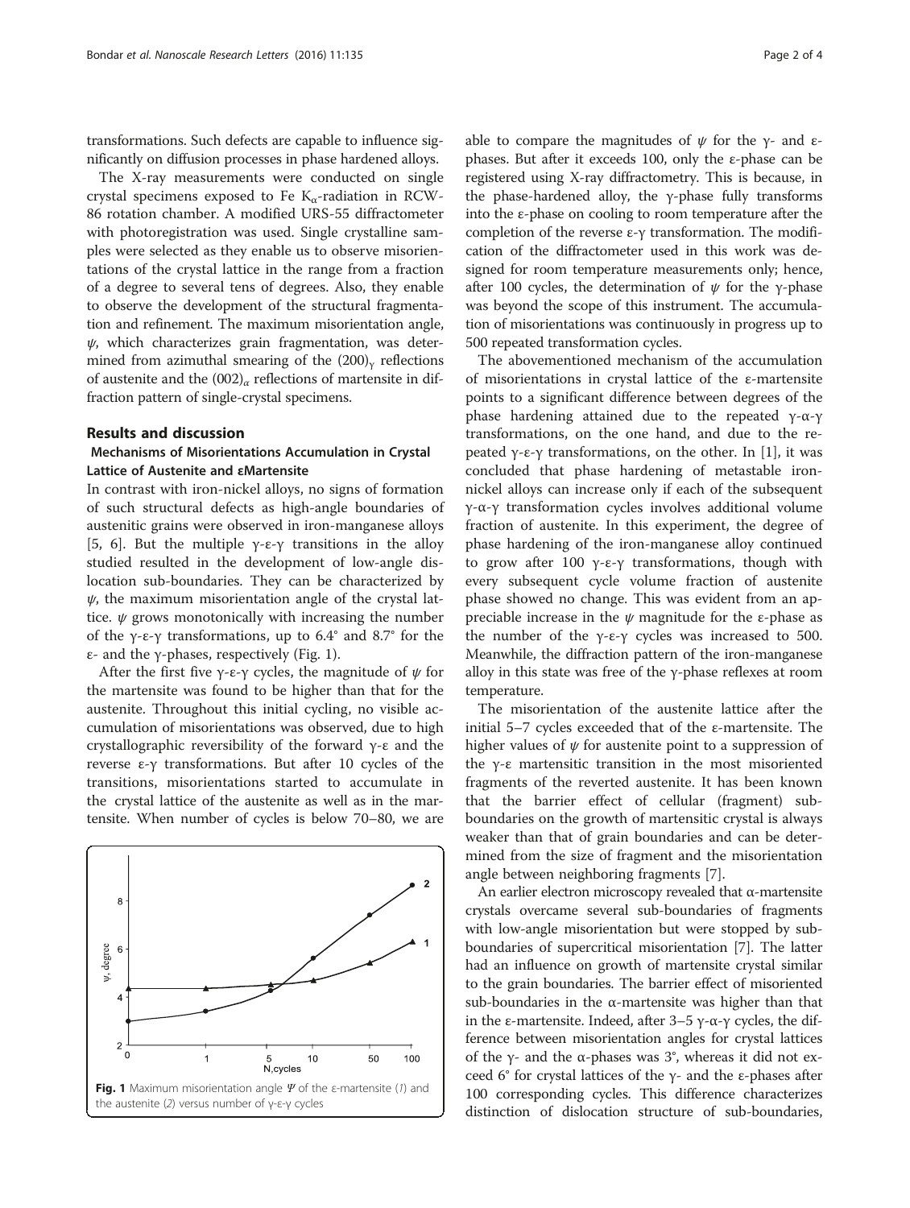transformations. Such defects are capable to influence significantly on diffusion processes in phase hardened alloys.

The X-ray measurements were conducted on single crystal specimens exposed to Fe $K_{\alpha}$-radiation in RCW-86 rotation chamber. A modified URS-55 diffractometer with photoregistration was used. Single crystalline samples were selected as they enable us to observe misorientations of the crystal lattice in the range from a fraction of a degree to several tens of degrees. Also, they enable to observe the development of the structural fragmentation and refinement. The maximum misorientation angle, $\psi$, which characterizes grain fragmentation, was determined from azimuthal smearing of the $(200)_{\gamma}$ reflections of austenite and the $(002)_{\alpha}$ reflections of martensite in diffraction pattern of single-crystal specimens.

## Results and discussion

### Mechanisms of Misorientations Accumulation in Crystal Lattice of Austenite and εMartensite

In contrast with iron-nickel alloys, no signs of formation of such structural defects as high-angle boundaries of austenitic grains were observed in iron-manganese alloys [5, 6]. But the multiple γ-ε-γ transitions in the alloy studied resulted in the development of low-angle dislocation sub-boundaries. They can be characterized by $\psi$, the maximum misorientation angle of the crystal lattice. $\psi$ grows monotonically with increasing the number of the γ-ε-γ transformations, up to 6.4° and 8.7° for the ε- and the γ-phases, respectively (Fig. 1).

After the first five γ-ε-γ cycles, the magnitude of $\psi$ for the martensite was found to be higher than that for the austenite. Throughout this initial cycling, no visible accumulation of misorientations was observed, due to high crystallographic reversibility of the forward γ-ε and the reverse ε-γ transformations. But after 10 cycles of the transitions, misorientations started to accumulate in the crystal lattice of the austenite as well as in the martensite. When number of cycles is below 70–80, we are able to compare the magnitudes of $\psi$ for the γ- and ε-phases. But after it exceeds 100, only the ε-phase can be registered using X-ray diffractometry. This is because, in the phase-hardened alloy, the γ-phase fully transforms into the ε-phase on cooling to room temperature after the completion of the reverse ε-γ transformation. The modification of the diffractometer used in this work was designed for room temperature measurements only; hence, after 100 cycles, the determination of $\psi$ for the γ-phase was beyond the scope of this instrument. The accumulation of misorientations was continuously in progress up to 500 repeated transformation cycles.

ψ, degree
8
6
4
2
0
1
5
10
50
100
N,cycles
1
2

Fig. 1 Maximum misorientation angle $\Psi$ of the ε-martensite (1) and the austenite (2) versus number of γ-ε-γ cycles

The abovementioned mechanism of the accumulation of misorientations in crystal lattice of the ε-martensite points to a significant difference between degrees of the phase hardening attained due to the repeated γ-α-γ transformations, on the one hand, and due to the repeated γ-ε-γ transformations, on the other. In [1], it was concluded that phase hardening of metastable iron-nickel alloys can increase only if each of the subsequent γ-α-γ transformation cycles involves additional volume fraction of austenite. In this experiment, the degree of phase hardening of the iron-manganese alloy continued to grow after 100 γ-ε-γ transformations, though with every subsequent cycle volume fraction of austenite phase showed no change. This was evident from an appreciable increase in the $\psi$ magnitude for the ε-phase as the number of the γ-ε-γ cycles was increased to 500. Meanwhile, the diffraction pattern of the iron-manganese alloy in this state was free of the γ-phase reflexes at room temperature.

The misorientation of the austenite lattice after the initial 5–7 cycles exceeded that of the ε-martensite. The higher values of $\psi$ for austenite point to a suppression of the γ-ε martensitic transition in the most misoriented fragments of the reverted austenite. It has been known that the barrier effect of cellular (fragment) sub-boundaries on the growth of martensitic crystal is always weaker than that of grain boundaries and can be determined from the size of fragment and the misorientation angle between neighboring fragments [7].

An earlier electron microscopy revealed that α-martensite crystals overcame several sub-boundaries of fragments with low-angle misorientation but were stopped by sub-boundaries of supercritical misorientation [7]. The latter had an influence on growth of martensite crystal similar to the grain boundaries. The barrier effect of misoriented sub-boundaries in the α-martensite was higher than that in the ε-martensite. Indeed, after 3–5 γ-α-γ cycles, the difference between misorientation angles for crystal lattices of the γ- and the α-phases was 3°, whereas it did not exceed 6° for crystal lattices of the γ- and the ε-phases after 100 corresponding cycles. This difference characterizes distinction of dislocation structure of sub-boundaries,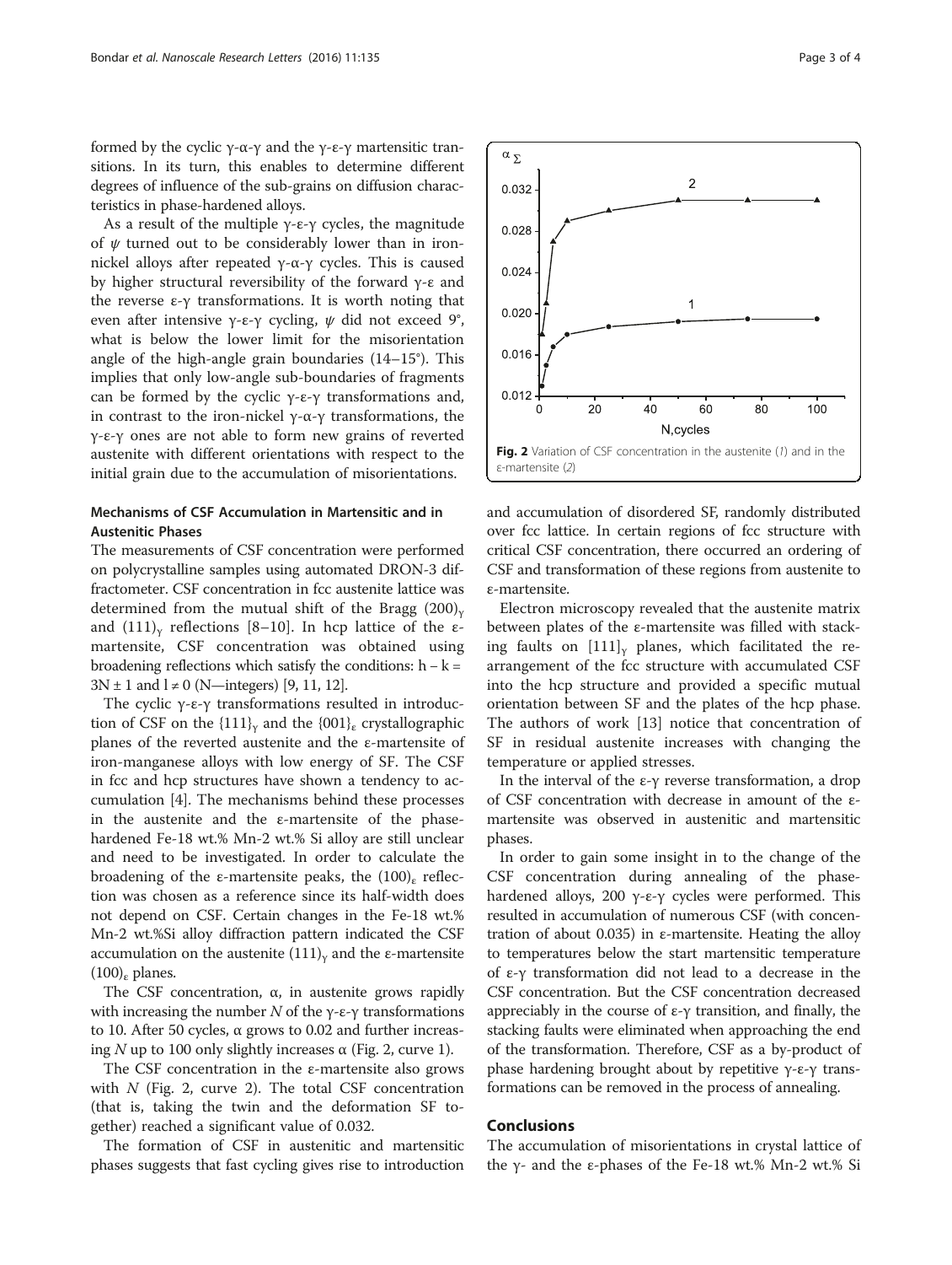formed by the cyclic γ-α-γ and the γ-ε-γ martensitic transitions. In its turn, this enables to determine different degrees of influence of the sub-grains on diffusion characteristics in phase-hardened alloys.

As a result of the multiple γ-ε-γ cycles, the magnitude of $\psi$ turned out to be considerably lower than in iron-nickel alloys after repeated γ-α-γ cycles. This is caused by higher structural reversibility of the forward γ-ε and the reverse ε-γ transformations. It is worth noting that even after intensive γ-ε-γ cycling, $\psi$ did not exceed 9°, what is below the lower limit for the misorientation angle of the high-angle grain boundaries (14–15°). This implies that only low-angle sub-boundaries of fragments can be formed by the cyclic γ-ε-γ transformations and, in contrast to the iron-nickel γ-α-γ transformations, the γ-ε-γ ones are not able to form new grains of reverted austenite with different orientations with respect to the initial grain due to the accumulation of misorientations.

## Mechanisms of CSF Accumulation in Martensitic and in Austenitic Phases

The measurements of CSF concentration were performed on polycrystalline samples using automated DRON-3 diffractometer. CSF concentration in fcc austenite lattice was determined from the mutual shift of the Bragg $(200)_\gamma$ and $(111)_\gamma$ reflections [8–10]. In hcp lattice of the ε-martensite, CSF concentration was obtained using broadening reflections which satisfy the conditions: $h - k = 3N \pm 1$ and $l \neq 0$ (N—integers) [9, 11, 12].

The cyclic γ-ε-γ transformations resulted in introduction of CSF on the $\{111\}_\gamma$ and the $\{001\}_\varepsilon$ crystallographic planes of the reverted austenite and the ε-martensite of iron-manganese alloys with low energy of SF. The CSF in fcc and hcp structures have shown a tendency to accumulation [4]. The mechanisms behind these processes in the austenite and the ε-martensite of the phase-hardened Fe-18 wt.% Mn-2 wt.% Si alloy are still unclear and need to be investigated. In order to calculate the broadening of the ε-martensite peaks, the $(100)_\varepsilon$ reflection was chosen as a reference since its half-width does not depend on CSF. Certain changes in the Fe-18 wt.% Mn-2 wt.%Si alloy diffraction pattern indicated the CSF accumulation on the austenite $(111)_\gamma$ and the ε-martensite $(100)_\varepsilon$ planes.

The CSF concentration, α, in austenite grows rapidly with increasing the number $N$ of the γ-ε-γ transformations to 10. After 50 cycles, α grows to 0.02 and further increasing $N$ up to 100 only slightly increases α (Fig. 2, curve 1).

The CSF concentration in the ε-martensite also grows with $N$ (Fig. 2, curve 2). The total CSF concentration (that is, taking the twin and the deformation SF together) reached a significant value of 0.032.

The formation of CSF in austenitic and martensitic phases suggests that fast cycling gives rise to introduction

$\alpha_\Sigma$
0.032
0.028
0.024
0.020
0.016
0.012
0 20 40 60 80 100
N,cycles
2
1

**Fig. 2** Variation of CSF concentration in the austenite (*1*) and in the ε-martensite (*2*)

and accumulation of disordered SF, randomly distributed over fcc lattice. In certain regions of fcc structure with critical CSF concentration, there occurred an ordering of CSF and transformation of these regions from austenite to ε-martensite.

Electron microscopy revealed that the austenite matrix between plates of the ε-martensite was filled with stacking faults on $[111]_\gamma$ planes, which facilitated the rearrangement of the fcc structure with accumulated CSF into the hcp structure and provided a specific mutual orientation between SF and the plates of the hcp phase. The authors of work [13] notice that concentration of SF in residual austenite increases with changing the temperature or applied stresses.

In the interval of the ε-γ reverse transformation, a drop of CSF concentration with decrease in amount of the ε-martensite was observed in austenitic and martensitic phases.

In order to gain some insight in to the change of the CSF concentration during annealing of the phase-hardened alloys, 200 γ-ε-γ cycles were performed. This resulted in accumulation of numerous CSF (with concentration of about 0.035) in ε-martensite. Heating the alloy to temperatures below the start martensitic temperature of ε-γ transformation did not lead to a decrease in the CSF concentration. But the CSF concentration decreased appreciably in the course of ε-γ transition, and finally, the stacking faults were eliminated when approaching the end of the transformation. Therefore, CSF as a by-product of phase hardening brought about by repetitive γ-ε-γ transformations can be removed in the process of annealing.

## Conclusions

The accumulation of misorientations in crystal lattice of the γ- and the ε-phases of the Fe-18 wt.% Mn-2 wt.% Si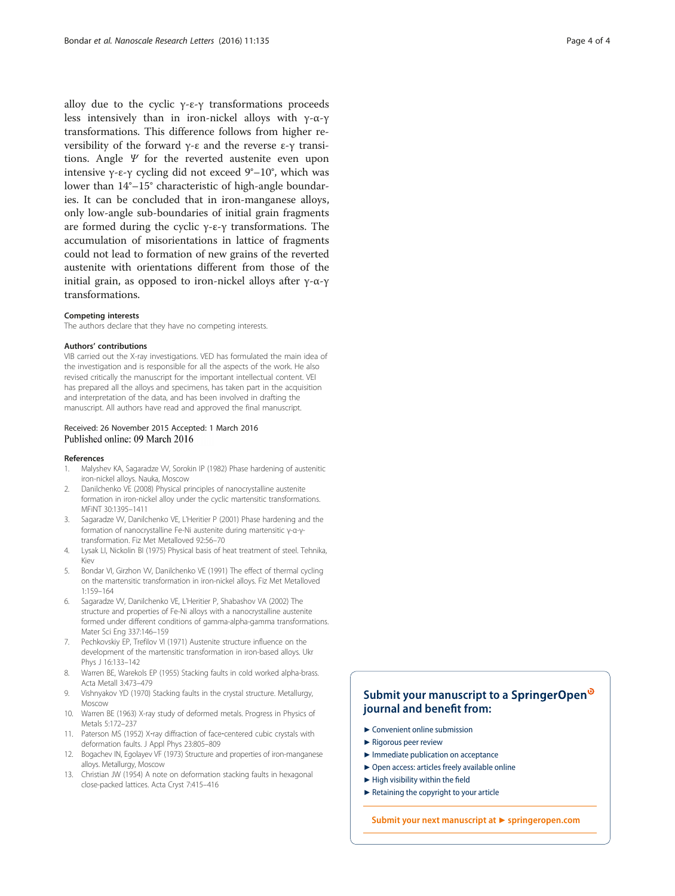alloy due to the cyclic γ-ε-γ transformations proceeds less intensively than in iron-nickel alloys with γ-α-γ transformations. This difference follows from higher reversibility of the forward γ-ε and the reverse ε-γ transitions. Angle $\Psi$ for the reverted austenite even upon intensive γ-ε-γ cycling did not exceed 9°–10°, which was lower than 14°–15° characteristic of high-angle boundaries. It can be concluded that in iron-manganese alloys, only low-angle sub-boundaries of initial grain fragments are formed during the cyclic γ-ε-γ transformations. The accumulation of misorientations in lattice of fragments could not lead to formation of new grains of the reverted austenite with orientations different from those of the initial grain, as opposed to iron-nickel alloys after γ-α-γ transformations.

#### Competing interests

The authors declare that they have no competing interests.

#### Authors' contributions

VIB carried out the X-ray investigations. VED has formulated the main idea of the investigation and is responsible for all the aspects of the work. He also revised critically the manuscript for the important intellectual content. VEI has prepared all the alloys and specimens, has taken part in the acquisition and interpretation of the data, and has been involved in drafting the manuscript. All authors have read and approved the final manuscript.

Received: 26 November 2015 Accepted: 1 March 2016
Published online: 09 March 2016

#### References

1. Malyshev KA, Sagaradze VV, Sorokin IP (1982) Phase hardening of austenitic iron-nickel alloys. Nauka, Moscow
2. Danilchenko VE (2008) Physical principles of nanocrystalline austenite formation in iron-nickel alloy under the cyclic martensitic transformations. MFiNT 30:1395–1411
3. Sagaradze VV, Danilchenko VE, L'Heritier P (2001) Phase hardening and the formation of nanocrystalline Fe-Ni austenite during martensitic γ-α-γ-transformation. Fiz Met Metalloved 92:56–70
4. Lysak LI, Nickolin BI (1975) Physical basis of heat treatment of steel. Tehnika, Kiev
5. Bondar VI, Girzhon VV, Danilchenko VE (1991) The effect of thermal cycling on the martensitic transformation in iron-nickel alloys. Fiz Met Metalloved 1:159–164
6. Sagaradze VV, Danilchenko VE, L'Heritier P, Shabashov VA (2002) The structure and properties of Fe-Ni alloys with a nanocrystalline austenite formed under different conditions of gamma-alpha-gamma transformations. Mater Sci Eng 337:146–159
7. Pechkovskiy EP, Trefilov VI (1971) Austenite structure influence on the development of the martensitic transformation in iron-based alloys. Ukr Phys J 16:133–142
8. Warren BE, Warekols EP (1955) Stacking faults in cold worked alpha-brass. Acta Metall 3:473–479
9. Vishnyakov YD (1970) Stacking faults in the crystal structure. Metallurgy, Moscow
10. Warren BE (1963) X-ray study of deformed metals. Progress in Physics of Metals 5:172–237
11. Paterson MS (1952) X-ray diffraction of face-centered cubic crystals with deformation faults. J Appl Phys 23:805–809
12. Bogachev IN, Egolayev VF (1973) Structure and properties of iron-manganese alloys. Metallurgy, Moscow
13. Christian JW (1954) A note on deformation stacking faults in hexagonal close-packed lattices. Acta Cryst 7:415–416